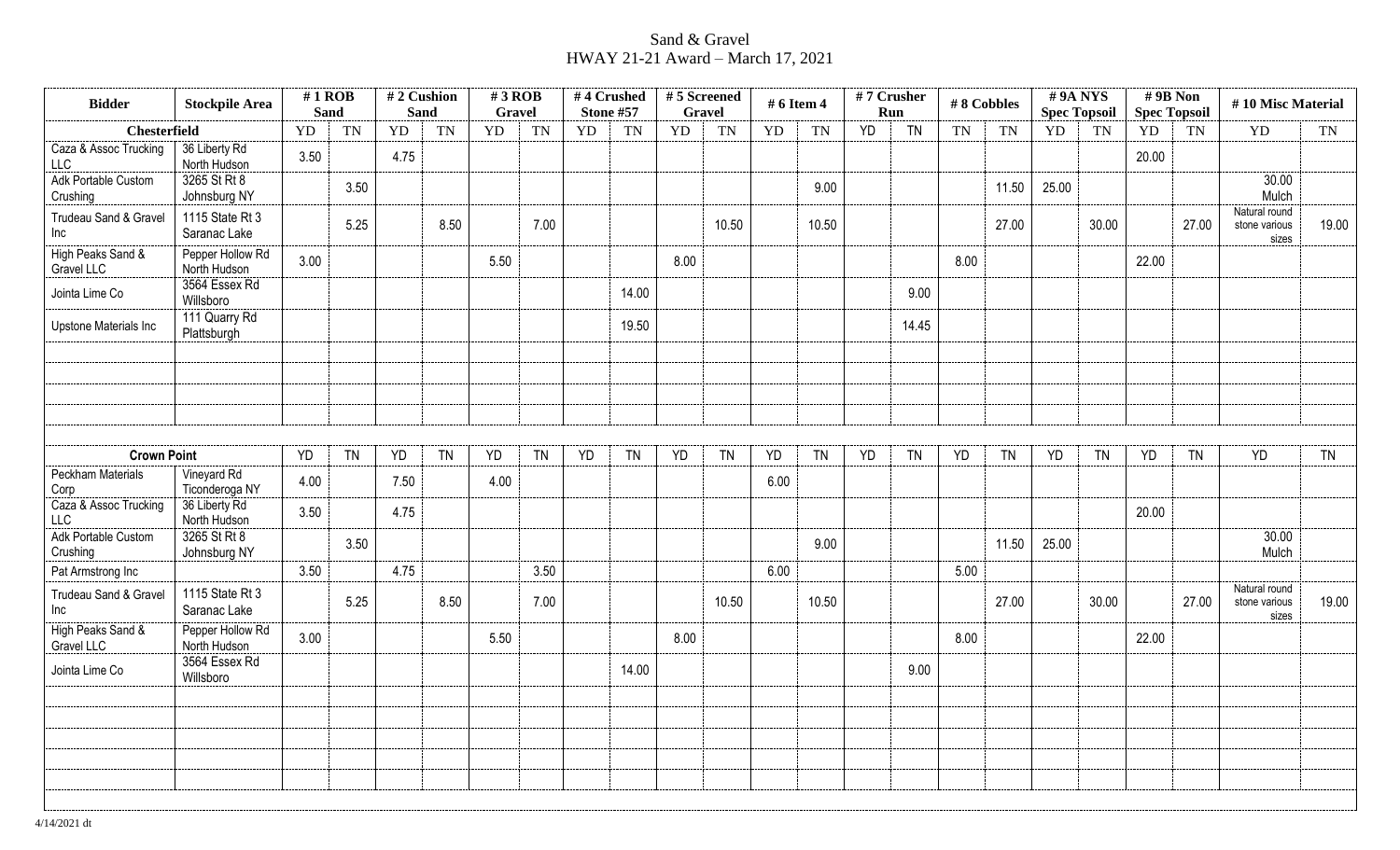# Sand & Gravel
## HWAY 21-21 Award – March 17, 2021

| Bidder | Stockpile Area | # 1 ROB Sand | | # 2 Cushion Sand | | # 3 ROB Gravel | | # 4 Crushed Stone #57 | | # 5 Screened Gravel | | # 6 Item 4 | | # 7 Crusher Run | | # 8 Cobbles | | # 9A NYS Spec Topsoil | | # 9B Non Spec Topsoil | | # 10 Misc Material | |
|---|---|---|---|---|---|---|---|---|---|---|---|---|---|---|---|---|---|---|---|---|---|---|---|
| **Chesterfield** | | YD | TN | YD | TN | YD | TN | YD | TN | YD | TN | YD | TN | YD | TN | TN | TN | YD | TN | YD | TN | YD | TN |
| Caza & Assoc Trucking LLC | 36 Liberty Rd North Hudson | 3.50 | | 4.75 | | | | | | | | | | | | | | | | 20.00 | | | |
| Adk Portable Custom Crushing | 3265 St Rt 8 Johnsburg NY | | 3.50 | | | | | | | | | | 9.00 | | | | 11.50 | 25.00 | | | | 30.00 Mulch | |
| Trudeau Sand & Gravel Inc | 1115 State Rt 3 Saranac Lake | | 5.25 | | 8.50 | | 7.00 | | | | 10.50 | | 10.50 | | | | 27.00 | | 30.00 | | 27.00 | Natural round stone various sizes | 19.00 |
| High Peaks Sand & Gravel LLC | Pepper Hollow Rd North Hudson | 3.00 | | | | 5.50 | | | | 8.00 | | | | | | 8.00 | | | | 22.00 | | | |
| Jointa Lime Co | 3564 Essex Rd Willsboro | | | | | | | | 14.00 | | | | | | 9.00 | | | | | | | | |
| Upstone Materials Inc | 111 Quarry Rd Plattsburgh | | | | | | | | 19.50 | | | | | | 14.45 | | | | | | | | |
| **Crown Point** | | YD | TN | YD | TN | YD | TN | YD | TN | YD | TN | YD | TN | YD | TN | YD | TN | YD | TN | YD | TN | YD | TN |
| Peckham Materials Corp | Vineyard Rd Ticonderoga NY | 4.00 | | 7.50 | | 4.00 | | | | | | 6.00 | | | | | | | | | | | |
| Caza & Assoc Trucking LLC | 36 Liberty Rd North Hudson | 3.50 | | 4.75 | | | | | | | | | | | | | | | | 20.00 | | | |
| Adk Portable Custom Crushing | 3265 St Rt 8 Johnsburg NY | | 3.50 | | | | | | | | | | 9.00 | | | | 11.50 | 25.00 | | | | 30.00 Mulch | |
| Pat Armstrong Inc | | 3.50 | | 4.75 | | | 3.50 | | | | | 6.00 | | | | 5.00 | | | | | | | |
| Trudeau Sand & Gravel Inc | 1115 State Rt 3 Saranac Lake | | 5.25 | | 8.50 | | 7.00 | | | | 10.50 | | 10.50 | | | | 27.00 | | 30.00 | | 27.00 | Natural round stone various sizes | 19.00 |
| High Peaks Sand & Gravel LLC | Pepper Hollow Rd North Hudson | 3.00 | | | | 5.50 | | | | 8.00 | | | | | | 8.00 | | | | 22.00 | | | |
| Jointa Lime Co | 3564 Essex Rd Willsboro | | | | | | | | 14.00 | | | | | | 9.00 | | | | | | | | |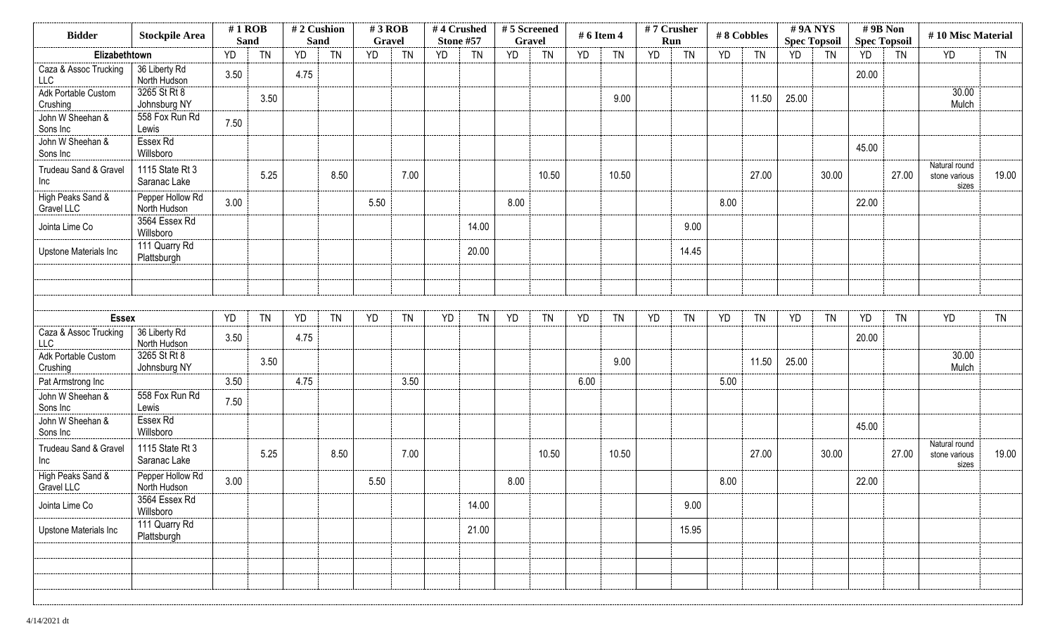| Bidder | Stockpile Area | # 1 ROB Sand | | # 2 Cushion Sand | | # 3 ROB Gravel | | # 4 Crushed Stone #57 | | # 5 Screened Gravel | | # 6 Item 4 | | # 7 Crusher Run | | # 8 Cobbles | | # 9A NYS Spec Topsoil | | # 9B Non Spec Topsoil | | # 10 Misc Material | |
|---|---|---|---|---|---|---|---|---|---|---|---|---|---|---|---|---|---|---|---|---|---|---|---|
| **Elizabethtown** | | YD | TN | YD | TN | YD | TN | YD | TN | YD | TN | YD | TN | YD | TN | YD | TN | YD | TN | YD | TN | YD | TN |
| Caza & Assoc Trucking LLC | 36 Liberty Rd North Hudson | 3.50 | | 4.75 | | | | | | | | | | | | | | | | 20.00 | | | |
| Adk Portable Custom Crushing | 3265 St Rt 8 Johnsburg NY | | 3.50 | | | | | | | | | | 9.00 | | | | 11.50 | 25.00 | | | | 30.00 Mulch | |
| John W Sheehan & Sons Inc | 558 Fox Run Rd Lewis | 7.50 | | | | | | | | | | | | | | | | | | | | | |
| John W Sheehan & Sons Inc | Essex Rd Willsboro | | | | | | | | | | | | | | | | | | | 45.00 | | | |
| Trudeau Sand & Gravel Inc | 1115 State Rt 3 Saranac Lake | | 5.25 | | 8.50 | | 7.00 | | | | 10.50 | | 10.50 | | | | 27.00 | | 30.00 | | 27.00 | Natural round stone various sizes | 19.00 |
| High Peaks Sand & Gravel LLC | Pepper Hollow Rd North Hudson | 3.00 | | | | 5.50 | | | | 8.00 | | | | | | 8.00 | | | | 22.00 | | | |
| Jointa Lime Co | 3564 Essex Rd Willsboro | | | | | | | | 14.00 | | | | | | 9.00 | | | | | | | | |
| Upstone Materials Inc | 111 Quarry Rd Plattsburgh | | | | | | | | 20.00 | | | | | | 14.45 | | | | | | | | |
| **Essex** | | YD | TN | YD | TN | YD | TN | YD | TN | YD | TN | YD | TN | YD | TN | YD | TN | YD | TN | YD | TN | YD | TN |
| Caza & Assoc Trucking LLC | 36 Liberty Rd North Hudson | 3.50 | | 4.75 | | | | | | | | | | | | | | | | 20.00 | | | |
| Adk Portable Custom Crushing | 3265 St Rt 8 Johnsburg NY | | 3.50 | | | | | | | | | | 9.00 | | | | 11.50 | 25.00 | | | | 30.00 Mulch | |
| Pat Armstrong Inc | | 3.50 | | 4.75 | | | 3.50 | | | | | 6.00 | | | | 5.00 | | | | | | | |
| John W Sheehan & Sons Inc | 558 Fox Run Rd Lewis | 7.50 | | | | | | | | | | | | | | | | | | | | | |
| John W Sheehan & Sons Inc | Essex Rd Willsboro | | | | | | | | | | | | | | | | | | | 45.00 | | | |
| Trudeau Sand & Gravel Inc | 1115 State Rt 3 Saranac Lake | | 5.25 | | 8.50 | | 7.00 | | | | 10.50 | | 10.50 | | | | 27.00 | | 30.00 | | 27.00 | Natural round stone various sizes | 19.00 |
| High Peaks Sand & Gravel LLC | Pepper Hollow Rd North Hudson | 3.00 | | | | 5.50 | | | | 8.00 | | | | | | 8.00 | | | | 22.00 | | | |
| Jointa Lime Co | 3564 Essex Rd Willsboro | | | | | | | | 14.00 | | | | | | 9.00 | | | | | | | | |
| Upstone Materials Inc | 111 Quarry Rd Plattsburgh | | | | | | | | 21.00 | | | | | | 15.95 | | | | | | | | |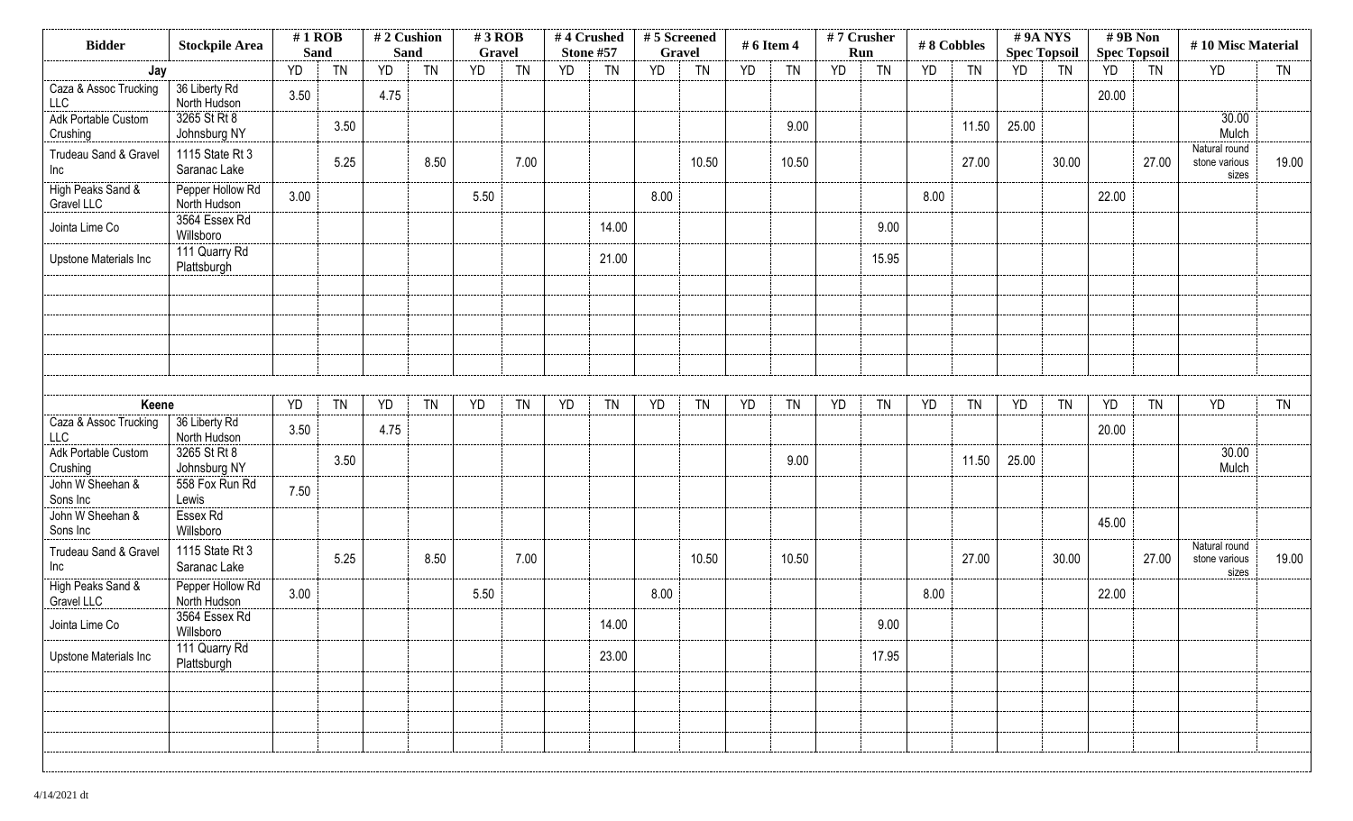| Bidder | Stockpile Area | # 1 ROB Sand | | # 2 Cushion Sand | | # 3 ROB Gravel | | # 4 Crushed Stone #57 | | # 5 Screened Gravel | | # 6 Item 4 | | # 7 Crusher Run | | # 8 Cobbles | | # 9A NYS Spec Topsoil | | # 9B Non Spec Topsoil | | # 10 Misc Material | |
|---|---|---|---|---|---|---|---|---|---|---|---|---|---|---|---|---|---|---|---|---|---|---|---|
| **Jay** | | YD | TN | YD | TN | YD | TN | YD | TN | YD | TN | YD | TN | YD | TN | YD | TN | YD | TN | YD | TN | YD | TN |
| Caza & Assoc Trucking LLC | 36 Liberty Rd North Hudson | 3.50 | | 4.75 | | | | | | | | | | | | | | | | 20.00 | | | |
| Adk Portable Custom Crushing | 3265 St Rt 8 Johnsburg NY | | 3.50 | | | | | | | | | | 9.00 | | | | 11.50 | 25.00 | | | | 30.00 Mulch | |
| Trudeau Sand & Gravel Inc | 1115 State Rt 3 Saranac Lake | | 5.25 | | 8.50 | | 7.00 | | | | 10.50 | | 10.50 | | | | 27.00 | | 30.00 | | 27.00 | Natural round stone various sizes | 19.00 |
| High Peaks Sand & Gravel LLC | Pepper Hollow Rd North Hudson | 3.00 | | | | 5.50 | | | | 8.00 | | | | | | 8.00 | | | | 22.00 | | | |
| Jointa Lime Co | 3564 Essex Rd Willsboro | | | | | | | | 14.00 | | | | | | 9.00 | | | | | | | | |
| Upstone Materials Inc | 111 Quarry Rd Plattsburgh | | | | | | | | 21.00 | | | | | | 15.95 | | | | | | | | |
| **Keene** | | YD | TN | YD | TN | YD | TN | YD | TN | YD | TN | YD | TN | YD | TN | YD | TN | YD | TN | YD | TN | YD | TN |
| Caza & Assoc Trucking LLC | 36 Liberty Rd North Hudson | 3.50 | | 4.75 | | | | | | | | | | | | | | | | 20.00 | | | |
| Adk Portable Custom Crushing | 3265 St Rt 8 Johnsburg NY | | 3.50 | | | | | | | | | | 9.00 | | | | 11.50 | 25.00 | | | | 30.00 Mulch | |
| John W Sheehan & Sons Inc | 558 Fox Run Rd Lewis | 7.50 | | | | | | | | | | | | | | | | | | | | | |
| John W Sheehan & Sons Inc | Essex Rd Willsboro | | | | | | | | | | | | | | | | | | | 45.00 | | | |
| Trudeau Sand & Gravel Inc | 1115 State Rt 3 Saranac Lake | | 5.25 | | 8.50 | | 7.00 | | | | 10.50 | | 10.50 | | | | 27.00 | | 30.00 | | 27.00 | Natural round stone various sizes | 19.00 |
| High Peaks Sand & Gravel LLC | Pepper Hollow Rd North Hudson | 3.00 | | | | 5.50 | | | | 8.00 | | | | | | 8.00 | | | | 22.00 | | | |
| Jointa Lime Co | 3564 Essex Rd Willsboro | | | | | | | | 14.00 | | | | | | 9.00 | | | | | | | | |
| Upstone Materials Inc | 111 Quarry Rd Plattsburgh | | | | | | | | 23.00 | | | | | | 17.95 | | | | | | | | |

4/14/2021 dt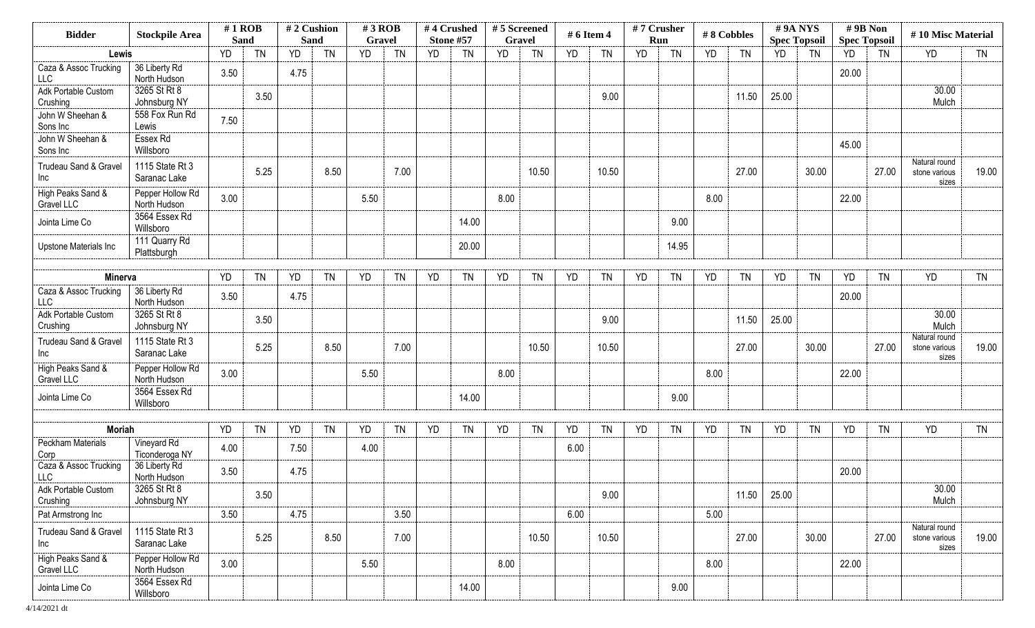| Bidder | Stockpile Area | # 1 ROB Sand | | # 2 Cushion Sand | | # 3 ROB Gravel | | # 4 Crushed Stone #57 | | # 5 Screened Gravel | | # 6 Item 4 | | # 7 Crusher Run | | # 8 Cobbles | | # 9A NYS Spec Topsoil | | # 9B Non Spec Topsoil | | # 10 Misc Material | |
|---|---|---|---|---|---|---|---|---|---|---|---|---|---|---|---|---|---|---|---|---|---|---|---|
| **Lewis** | | YD | TN | YD | TN | YD | TN | YD | TN | YD | TN | YD | TN | YD | TN | YD | TN | YD | TN | YD | TN | YD | TN |
| Caza & Assoc Trucking LLC | 36 Liberty Rd North Hudson | 3.50 | | 4.75 | | | | | | | | | | | | | | | | 20.00 | | | |
| Adk Portable Custom Crushing | 3265 St Rt 8 Johnsburg NY | | 3.50 | | | | | | | | | | 9.00 | | | | 11.50 | 25.00 | | | | 30.00 Mulch | |
| John W Sheehan & Sons Inc | 558 Fox Run Rd Lewis | 7.50 | | | | | | | | | | | | | | | | | | | | | |
| John W Sheehan & Sons Inc | Essex Rd Willsboro | | | | | | | | | | | | | | | | | | | 45.00 | | | |
| Trudeau Sand & Gravel Inc | 1115 State Rt 3 Saranac Lake | | 5.25 | | 8.50 | | 7.00 | | | | 10.50 | | 10.50 | | | | 27.00 | | 30.00 | | 27.00 | Natural round stone various sizes | 19.00 |
| High Peaks Sand & Gravel LLC | Pepper Hollow Rd North Hudson | 3.00 | | | | 5.50 | | | | 8.00 | | | | | | 8.00 | | | | 22.00 | | | |
| Jointa Lime Co | 3564 Essex Rd Willsboro | | | | | | | | 14.00 | | | | | | 9.00 | | | | | | | | |
| Upstone Materials Inc | 111 Quarry Rd Plattsburgh | | | | | | | | 20.00 | | | | | | 14.95 | | | | | | | | |
| **Minerva** | | YD | TN | YD | TN | YD | TN | YD | TN | YD | TN | YD | TN | YD | TN | YD | TN | YD | TN | YD | TN | YD | TN |
| Caza & Assoc Trucking LLC | 36 Liberty Rd North Hudson | 3.50 | | 4.75 | | | | | | | | | | | | | | | | 20.00 | | | |
| Adk Portable Custom Crushing | 3265 St Rt 8 Johnsburg NY | | 3.50 | | | | | | | | | | 9.00 | | | | 11.50 | 25.00 | | | | 30.00 Mulch | |
| Trudeau Sand & Gravel Inc | 1115 State Rt 3 Saranac Lake | | 5.25 | | 8.50 | | 7.00 | | | | 10.50 | | 10.50 | | | | 27.00 | | 30.00 | | 27.00 | Natural round stone various sizes | 19.00 |
| High Peaks Sand & Gravel LLC | Pepper Hollow Rd North Hudson | 3.00 | | | | 5.50 | | | | 8.00 | | | | | | 8.00 | | | | 22.00 | | | |
| Jointa Lime Co | 3564 Essex Rd Willsboro | | | | | | | | 14.00 | | | | | | 9.00 | | | | | | | | |
| **Moriah** | | YD | TN | YD | TN | YD | TN | YD | TN | YD | TN | YD | TN | YD | TN | YD | TN | YD | TN | YD | TN | YD | TN |
| Peckham Materials Corp | Vineyard Rd Ticonderoga NY | 4.00 | | 7.50 | | 4.00 | | | | | | 6.00 | | | | | | | | | | | |
| Caza & Assoc Trucking LLC | 36 Liberty Rd North Hudson | 3.50 | | 4.75 | | | | | | | | | | | | | | | | 20.00 | | | |
| Adk Portable Custom Crushing | 3265 St Rt 8 Johnsburg NY | | 3.50 | | | | | | | | | | 9.00 | | | | 11.50 | 25.00 | | | | 30.00 Mulch | |
| Pat Armstrong Inc | | 3.50 | | 4.75 | | | 3.50 | | | | | 6.00 | | | | 5.00 | | | | | | | |
| Trudeau Sand & Gravel Inc | 1115 State Rt 3 Saranac Lake | | 5.25 | | 8.50 | | 7.00 | | | | 10.50 | | 10.50 | | | | 27.00 | | 30.00 | | 27.00 | Natural round stone various sizes | 19.00 |
| High Peaks Sand & Gravel LLC | Pepper Hollow Rd North Hudson | 3.00 | | | | 5.50 | | | | 8.00 | | | | | | 8.00 | | | | 22.00 | | | |
| Jointa Lime Co | 3564 Essex Rd Willsboro | | | | | | | | 14.00 | | | | | | 9.00 | | | | | | | | |

4/14/2021 dt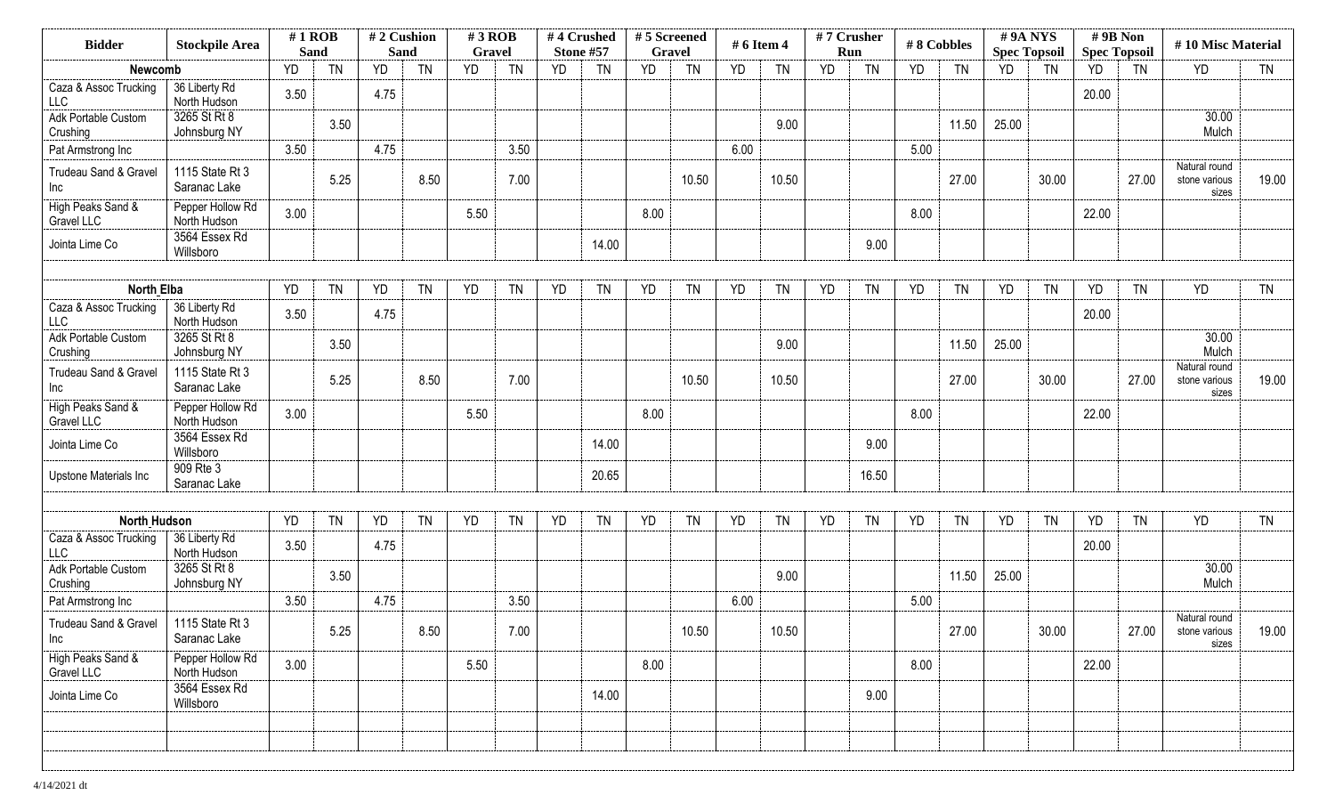| Bidder | Stockpile Area | # 1 ROB Sand | | # 2 Cushion Sand | | # 3 ROB Gravel | | # 4 Crushed Stone #57 | | # 5 Screened Gravel | | # 6 Item 4 | | # 7 Crusher Run | | # 8 Cobbles | | # 9A NYS Spec Topsoil | | # 9B Non Spec Topsoil | | # 10 Misc Material | |
|---|---|---|---|---|---|---|---|---|---|---|---|---|---|---|---|---|---|---|---|---|---|---|---|
| **Newcomb** | | YD | TN | YD | TN | YD | TN | YD | TN | YD | TN | YD | TN | YD | TN | YD | TN | YD | TN | YD | TN | YD | TN |
| Caza & Assoc Trucking LLC | 36 Liberty Rd North Hudson | 3.50 | | 4.75 | | | | | | | | | | | | | | | | 20.00 | | | |
| Adk Portable Custom Crushing | 3265 St Rt 8 Johnsburg NY | | 3.50 | | | | | | | | | | 9.00 | | | | 11.50 | 25.00 | | | | 30.00 Mulch | |
| Pat Armstrong Inc | | 3.50 | | 4.75 | | | 3.50 | | | | | 6.00 | | | | 5.00 | | | | | | | |
| Trudeau Sand & Gravel Inc | 1115 State Rt 3 Saranac Lake | | 5.25 | | 8.50 | | 7.00 | | | | 10.50 | | 10.50 | | | | 27.00 | | 30.00 | | 27.00 | Natural round stone various sizes | 19.00 |
| High Peaks Sand & Gravel LLC | Pepper Hollow Rd North Hudson | 3.00 | | | | 5.50 | | | | 8.00 | | | | | | 8.00 | | | | 22.00 | | | |
| Jointa Lime Co | 3564 Essex Rd Willsboro | | | | | | | | 14.00 | | | | | | 9.00 | | | | | | | | |
| | | | | | | | | | | | | | | | | | | | | | | | |
| **North Elba** | | YD | TN | YD | TN | YD | TN | YD | TN | YD | TN | YD | TN | YD | TN | YD | TN | YD | TN | YD | TN | YD | TN |
| Caza & Assoc Trucking LLC | 36 Liberty Rd North Hudson | 3.50 | | 4.75 | | | | | | | | | | | | | | | | 20.00 | | | |
| Adk Portable Custom Crushing | 3265 St Rt 8 Johnsburg NY | | 3.50 | | | | | | | | | | 9.00 | | | | 11.50 | 25.00 | | | | 30.00 Mulch | |
| Trudeau Sand & Gravel Inc | 1115 State Rt 3 Saranac Lake | | 5.25 | | 8.50 | | 7.00 | | | | 10.50 | | 10.50 | | | | 27.00 | | 30.00 | | 27.00 | Natural round stone various sizes | 19.00 |
| High Peaks Sand & Gravel LLC | Pepper Hollow Rd North Hudson | 3.00 | | | | 5.50 | | | | 8.00 | | | | | | 8.00 | | | | 22.00 | | | |
| Jointa Lime Co | 3564 Essex Rd Willsboro | | | | | | | | 14.00 | | | | | | 9.00 | | | | | | | | |
| Upstone Materials Inc | 909 Rte 3 Saranac Lake | | | | | | | | 20.65 | | | | | | 16.50 | | | | | | | | |
| | | | | | | | | | | | | | | | | | | | | | | | |
| **North Hudson** | | YD | TN | YD | TN | YD | TN | YD | TN | YD | TN | YD | TN | YD | TN | YD | TN | YD | TN | YD | TN | YD | TN |
| Caza & Assoc Trucking LLC | 36 Liberty Rd North Hudson | 3.50 | | 4.75 | | | | | | | | | | | | | | | | 20.00 | | | |
| Adk Portable Custom Crushing | 3265 St Rt 8 Johnsburg NY | | 3.50 | | | | | | | | | | 9.00 | | | | 11.50 | 25.00 | | | | 30.00 Mulch | |
| Pat Armstrong Inc | | 3.50 | | 4.75 | | | 3.50 | | | | | 6.00 | | | | 5.00 | | | | | | | |
| Trudeau Sand & Gravel Inc | 1115 State Rt 3 Saranac Lake | | 5.25 | | 8.50 | | 7.00 | | | | 10.50 | | 10.50 | | | | 27.00 | | 30.00 | | 27.00 | Natural round stone various sizes | 19.00 |
| High Peaks Sand & Gravel LLC | Pepper Hollow Rd North Hudson | 3.00 | | | | 5.50 | | | | 8.00 | | | | | | 8.00 | | | | 22.00 | | | |
| Jointa Lime Co | 3564 Essex Rd Willsboro | | | | | | | | 14.00 | | | | | | 9.00 | | | | | | | | |

4/14/2021 dt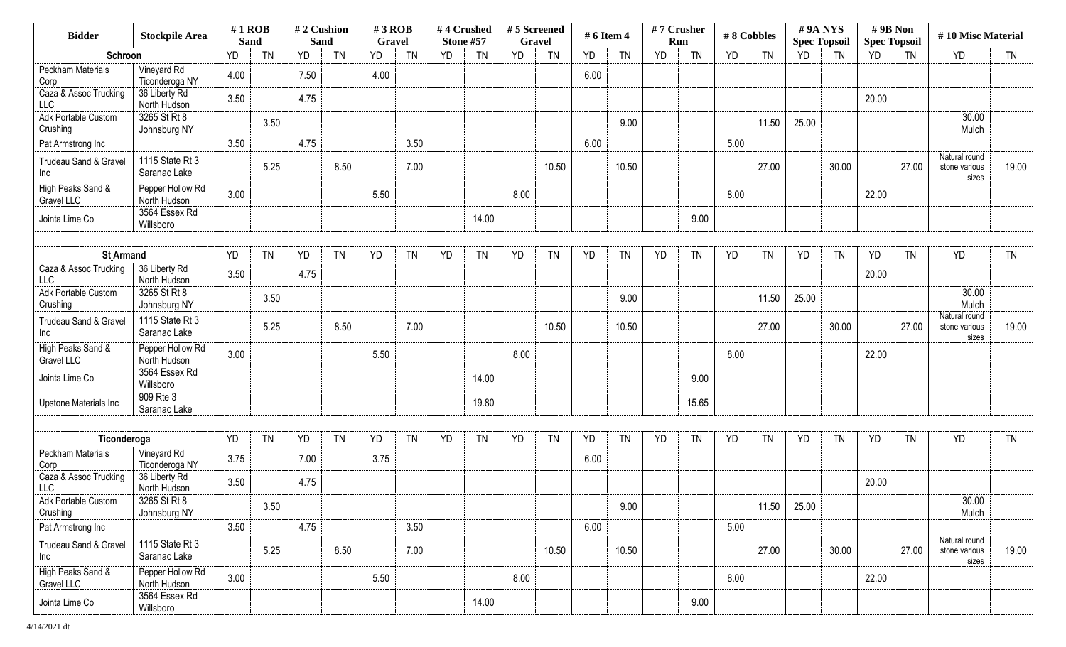| Bidder | Stockpile Area | # 1 ROB Sand | | # 2 Cushion Sand | | # 3 ROB Gravel | | # 4 Crushed Stone #57 | | # 5 Screened Gravel | | # 6 Item 4 | | # 7 Crusher Run | | # 8 Cobbles | | # 9A NYS Spec Topsoil | | # 9B Non Spec Topsoil | | # 10 Misc Material | |
|---|---|---|---|---|---|---|---|---|---|---|---|---|---|---|---|---|---|---|---|---|---|---|---|
| **Schroon** | | YD | TN | YD | TN | YD | TN | YD | TN | YD | TN | YD | TN | YD | TN | YD | TN | YD | TN | YD | TN | YD | TN |
| Peckham Materials Corp | Vineyard Rd Ticonderoga NY | 4.00 | | 7.50 | | 4.00 | | | | | | 6.00 | | | | | | | | | | | |
| Caza & Assoc Trucking LLC | 36 Liberty Rd North Hudson | 3.50 | | 4.75 | | | | | | | | | | | | | | | | 20.00 | | | |
| Adk Portable Custom Crushing | 3265 St Rt 8 Johnsburg NY | | 3.50 | | | | | | | | | | 9.00 | | | | 11.50 | 25.00 | | | | 30.00 Mulch | |
| Pat Armstrong Inc | | 3.50 | | 4.75 | | | 3.50 | | | | | 6.00 | | | | 5.00 | | | | | | | |
| Trudeau Sand & Gravel Inc | 1115 State Rt 3 Saranac Lake | | 5.25 | | 8.50 | | 7.00 | | | | 10.50 | | 10.50 | | | | 27.00 | | 30.00 | | 27.00 | Natural round stone various sizes | 19.00 |
| High Peaks Sand & Gravel LLC | Pepper Hollow Rd North Hudson | 3.00 | | | | 5.50 | | | | 8.00 | | | | | | 8.00 | | | | 22.00 | | | |
| Jointa Lime Co | 3564 Essex Rd Willsboro | | | | | | | | 14.00 | | | | | | 9.00 | | | | | | | | |
| | | | | | | | | | | | | | | | | | | | | | | | |
| **St Armand** | | YD | TN | YD | TN | YD | TN | YD | TN | YD | TN | YD | TN | YD | TN | YD | TN | YD | TN | YD | TN | YD | TN |
| Caza & Assoc Trucking LLC | 36 Liberty Rd North Hudson | 3.50 | | 4.75 | | | | | | | | | | | | | | | | 20.00 | | | |
| Adk Portable Custom Crushing | 3265 St Rt 8 Johnsburg NY | | 3.50 | | | | | | | | | | 9.00 | | | | 11.50 | 25.00 | | | | 30.00 Mulch | |
| Trudeau Sand & Gravel Inc | 1115 State Rt 3 Saranac Lake | | 5.25 | | 8.50 | | 7.00 | | | | 10.50 | | 10.50 | | | | 27.00 | | 30.00 | | 27.00 | Natural round stone various sizes | 19.00 |
| High Peaks Sand & Gravel LLC | Pepper Hollow Rd North Hudson | 3.00 | | | | 5.50 | | | | 8.00 | | | | | | 8.00 | | | | 22.00 | | | |
| Jointa Lime Co | 3564 Essex Rd Willsboro | | | | | | | | 14.00 | | | | | | 9.00 | | | | | | | | |
| Upstone Materials Inc | 909 Rte 3 Saranac Lake | | | | | | | | 19.80 | | | | | | 15.65 | | | | | | | | |
| | | | | | | | | | | | | | | | | | | | | | | | |
| **Ticonderoga** | | YD | TN | YD | TN | YD | TN | YD | TN | YD | TN | YD | TN | YD | TN | YD | TN | YD | TN | YD | TN | YD | TN |
| Peckham Materials Corp | Vineyard Rd Ticonderoga NY | 3.75 | | 7.00 | | 3.75 | | | | | | 6.00 | | | | | | | | | | | |
| Caza & Assoc Trucking LLC | 36 Liberty Rd North Hudson | 3.50 | | 4.75 | | | | | | | | | | | | | | | | 20.00 | | | |
| Adk Portable Custom Crushing | 3265 St Rt 8 Johnsburg NY | | 3.50 | | | | | | | | | | 9.00 | | | | 11.50 | 25.00 | | | | 30.00 Mulch | |
| Pat Armstrong Inc | | 3.50 | | 4.75 | | | 3.50 | | | | | 6.00 | | | | 5.00 | | | | | | | |
| Trudeau Sand & Gravel Inc | 1115 State Rt 3 Saranac Lake | | 5.25 | | 8.50 | | 7.00 | | | | 10.50 | | 10.50 | | | | 27.00 | | 30.00 | | 27.00 | Natural round stone various sizes | 19.00 |
| High Peaks Sand & Gravel LLC | Pepper Hollow Rd North Hudson | 3.00 | | | | 5.50 | | | | 8.00 | | | | | | 8.00 | | | | 22.00 | | | |
| Jointa Lime Co | 3564 Essex Rd Willsboro | | | | | | | | 14.00 | | | | | | 9.00 | | | | | | | | |

4/14/2021 dt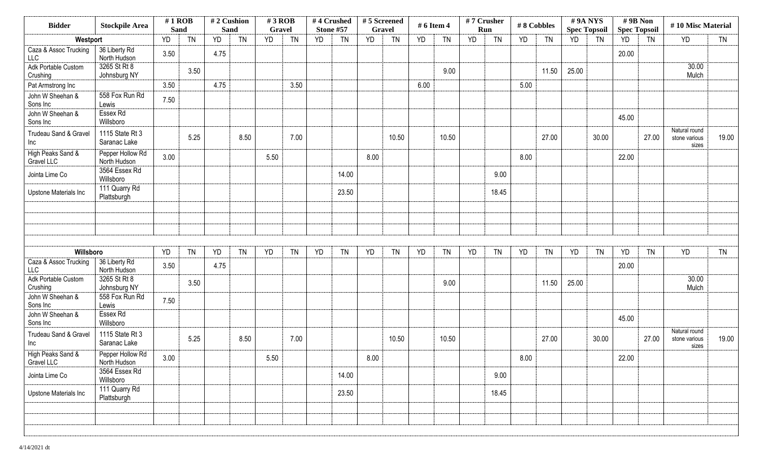| Bidder | Stockpile Area | # 1 ROB Sand | | # 2 Cushion Sand | | # 3 ROB Gravel | | # 4 Crushed Stone #57 | | # 5 Screened Gravel | | # 6 Item 4 | | # 7 Crusher Run | | # 8 Cobbles | | # 9A NYS Spec Topsoil | | # 9B Non Spec Topsoil | | # 10 Misc Material | |
|---|---|---|---|---|---|---|---|---|---|---|---|---|---|---|---|---|---|---|---|---|---|---|---|
| **Westport** | | YD | TN | YD | TN | YD | TN | YD | TN | YD | TN | YD | TN | YD | TN | YD | TN | YD | TN | YD | TN | YD | TN |
| Caza & Assoc Trucking LLC | 36 Liberty Rd North Hudson | 3.50 | | 4.75 | | | | | | | | | | | | | | | | 20.00 | | | |
| Adk Portable Custom Crushing | 3265 St Rt 8 Johnsburg NY | | 3.50 | | | | | | | | | | 9.00 | | | | 11.50 | 25.00 | | | | 30.00 Mulch | |
| Pat Armstrong Inc | | 3.50 | | 4.75 | | | 3.50 | | | | | 6.00 | | | | 5.00 | | | | | | | |
| John W Sheehan & Sons Inc | 558 Fox Run Rd Lewis | 7.50 | | | | | | | | | | | | | | | | | | | | | |
| John W Sheehan & Sons Inc | Essex Rd Willsboro | | | | | | | | | | | | | | | | | | | 45.00 | | | |
| Trudeau Sand & Gravel Inc | 1115 State Rt 3 Saranac Lake | | 5.25 | | 8.50 | | 7.00 | | | | 10.50 | | 10.50 | | | | 27.00 | | 30.00 | | 27.00 | Natural round stone various sizes | 19.00 |
| High Peaks Sand & Gravel LLC | Pepper Hollow Rd North Hudson | 3.00 | | | | 5.50 | | | | 8.00 | | | | | | 8.00 | | | | 22.00 | | | |
| Jointa Lime Co | 3564 Essex Rd Willsboro | | | | | | | | 14.00 | | | | | | 9.00 | | | | | | | | |
| Upstone Materials Inc | 111 Quarry Rd Plattsburgh | | | | | | | | 23.50 | | | | | | 18.45 | | | | | | | | |
| **Willsboro** | | YD | TN | YD | TN | YD | TN | YD | TN | YD | TN | YD | TN | YD | TN | YD | TN | YD | TN | YD | TN | YD | TN |
| Caza & Assoc Trucking LLC | 36 Liberty Rd North Hudson | 3.50 | | 4.75 | | | | | | | | | | | | | | | | 20.00 | | | |
| Adk Portable Custom Crushing | 3265 St Rt 8 Johnsburg NY | | 3.50 | | | | | | | | | | 9.00 | | | | 11.50 | 25.00 | | | | 30.00 Mulch | |
| John W Sheehan & Sons Inc | 558 Fox Run Rd Lewis | 7.50 | | | | | | | | | | | | | | | | | | | | | |
| John W Sheehan & Sons Inc | Essex Rd Willsboro | | | | | | | | | | | | | | | | | | | 45.00 | | | |
| Trudeau Sand & Gravel Inc | 1115 State Rt 3 Saranac Lake | | 5.25 | | 8.50 | | 7.00 | | | | 10.50 | | 10.50 | | | | 27.00 | | 30.00 | | 27.00 | Natural round stone various sizes | 19.00 |
| High Peaks Sand & Gravel LLC | Pepper Hollow Rd North Hudson | 3.00 | | | | 5.50 | | | | 8.00 | | | | | | 8.00 | | | | 22.00 | | | |
| Jointa Lime Co | 3564 Essex Rd Willsboro | | | | | | | | 14.00 | | | | | | 9.00 | | | | | | | | |
| Upstone Materials Inc | 111 Quarry Rd Plattsburgh | | | | | | | | 23.50 | | | | | | 18.45 | | | | | | | | |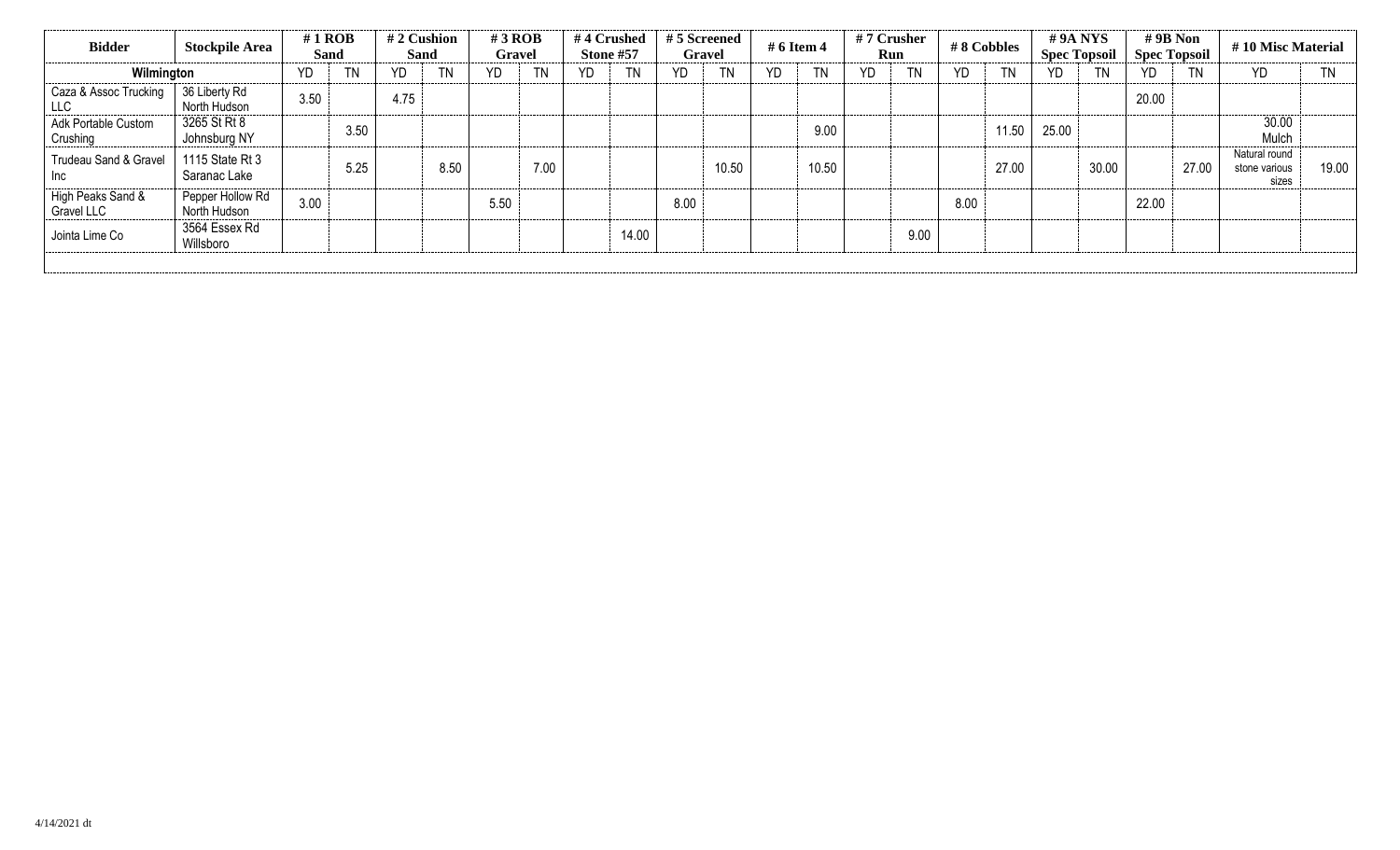| Bidder | Stockpile Area | # 1 ROB Sand | | # 2 Cushion Sand | | # 3 ROB Gravel | | # 4 Crushed Stone #57 | | # 5 Screened Gravel | | # 6 Item 4 | | # 7 Crusher Run | | # 8 Cobbles | | # 9A NYS Spec Topsoil | | # 9B Non Spec Topsoil | | # 10 Misc Material | |
|---|---|---|---|---|---|---|---|---|---|---|---|---|---|---|---|---|---|---|---|---|---|---|---|
| **Wilmington** | | YD | TN | YD | TN | YD | TN | YD | TN | YD | TN | YD | TN | YD | TN | YD | TN | YD | TN | YD | TN | YD | TN |
| Caza & Assoc Trucking LLC | 36 Liberty Rd North Hudson | 3.50 | | 4.75 | | | | | | | | | | | | | | | | 20.00 | | | |
| Adk Portable Custom Crushing | 3265 St Rt 8 Johnsburg NY | | 3.50 | | | | | | | | | | 9.00 | | | | 11.50 | 25.00 | | | | 30.00 Mulch | |
| Trudeau Sand & Gravel Inc | 1115 State Rt 3 Saranac Lake | | 5.25 | | 8.50 | | 7.00 | | | | 10.50 | | 10.50 | | | | 27.00 | | 30.00 | | 27.00 | Natural round stone various sizes | 19.00 |
| High Peaks Sand & Gravel LLC | Pepper Hollow Rd North Hudson | 3.00 | | | | 5.50 | | | | 8.00 | | | | | | 8.00 | | | | 22.00 | | | |
| Jointa Lime Co | 3564 Essex Rd Willsboro | | | | | | | | 14.00 | | | | | | 9.00 | | | | | | | | |